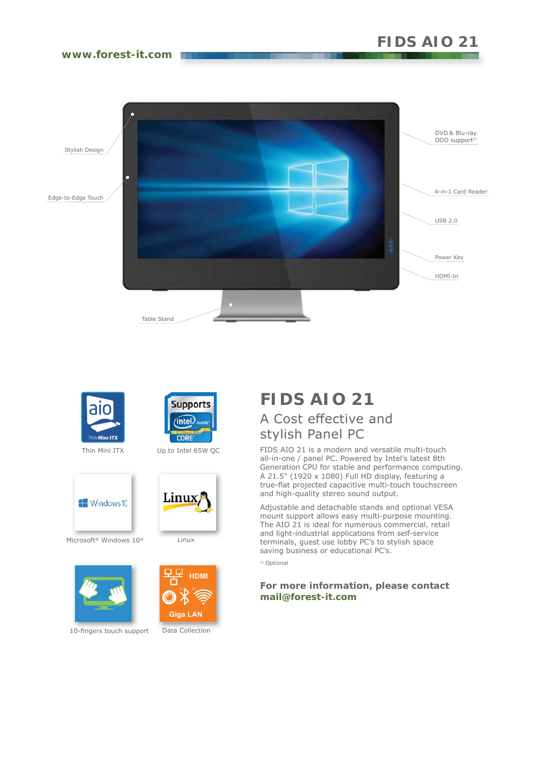# FIDS AIO 21

www.forest-it.com

Stylish Design

Edge-to-Edge Touch

Table Stand

DVD & Blu-ray ODD support[1)]

4-in-1 Card Reader

USB 2.0

Power Key

HDMI-In

Thin Mini ITX

Up to Intel 65W QC

Microsoft® Windows 10®

Linux

10-fingers touch support

Data Collection

## FIDS AIO 21

### A Cost effective and stylish Panel PC

FIDS AIO 21 is a modern and versatile multi-touch all-in-one / panel PC. Powered by Intel's latest 8th Generation CPU for stable and performance computing. A 21.5" (1920 x 1080) Full HD display, featuring a true-flat projected capacitive multi-touch touchscreen and high-quality stereo sound output.

Adjustable and detachable stands and optional VESA mount support allows easy multi-purpose mounting. The AIO 21 is ideal for numerous commercial, retail and light-industrial applications from self-service terminals, guest use lobby PC's to stylish space saving business or educational PC's.

[1)] Optional

**For more information, please contact**
**mail@forest-it.com**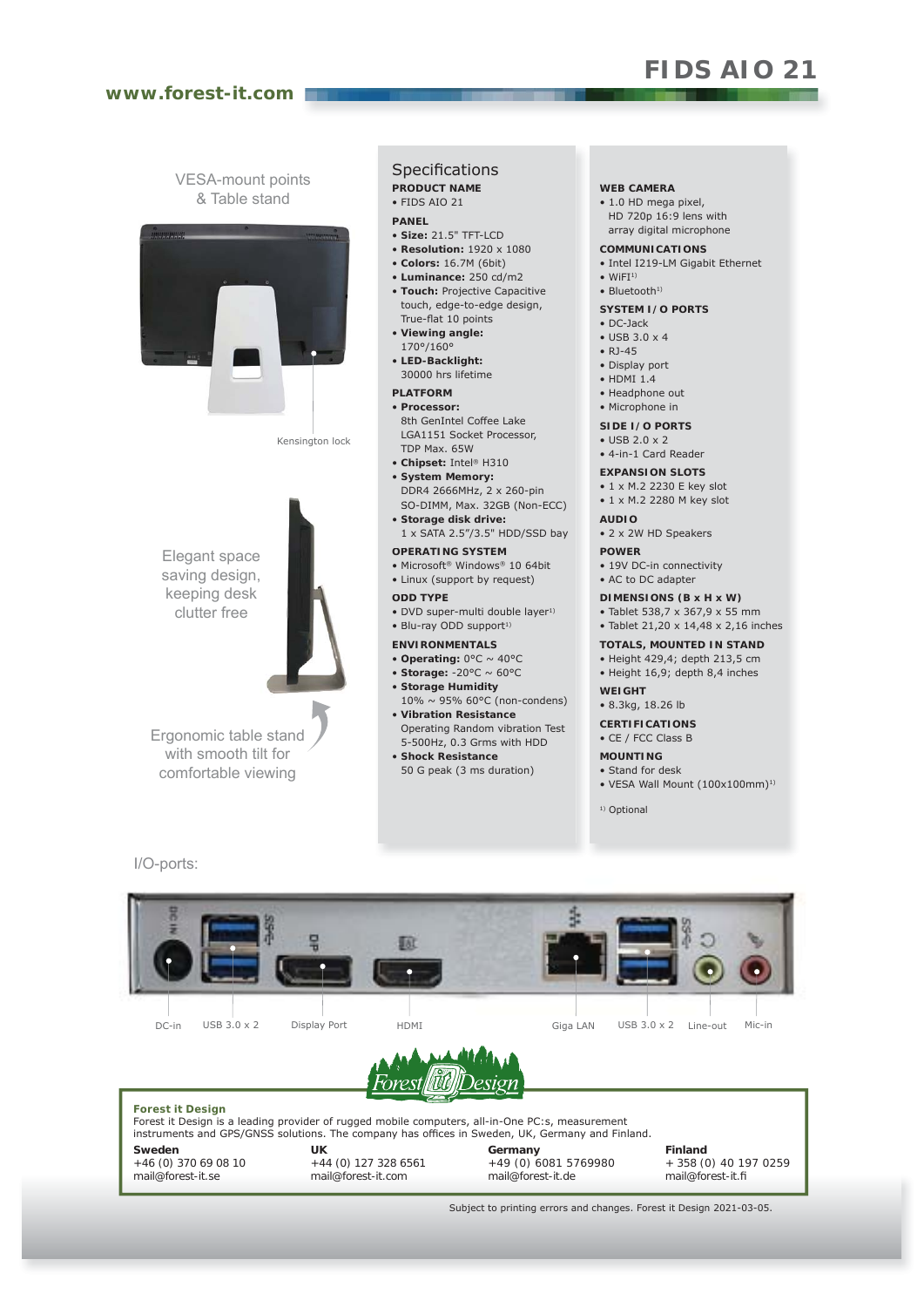# FIDS AIO 21

www.forest-it.com

VESA-mount points & Table stand

Kensington lock

Elegant space saving design, keeping desk clutter free

Ergonomic table stand with smooth tilt for comfortable viewing

## Specifications

**PRODUCT NAME**
- FIDS AIO 21

**PANEL**
- **Size:** 21.5" TFT-LCD
- **Resolution:** 1920 x 1080
- **Colors:** 16.7M (6bit)
- **Luminance:** 250 cd/m2
- **Touch:** Projective Capacitive touch, edge-to-edge design, True-flat 10 points
- **Viewing angle:** 170°/160°
- **LED-Backlight:** 30000 hrs lifetime

**PLATFORM**
- **Processor:** 8th GenIntel Coffee Lake LGA1151 Socket Processor, TDP Max. 65W
- **Chipset:** Intel® H310
- **System Memory:** DDR4 2666MHz, 2 x 260-pin SO-DIMM, Max. 32GB (Non-ECC)
- **Storage disk drive:** 1 x SATA 2.5"/3.5" HDD/SSD bay

**OPERATING SYSTEM**
- Microsoft® Windows® 10 64bit
- Linux (support by request)

**ODD TYPE**
- DVD super-multi double layer[1)]
- Blu-ray ODD support[1)]

**ENVIRONMENTALS**
- **Operating:** 0°C ~ 40°C
- **Storage:** -20°C ~ 60°C
- **Storage Humidity** 10% ~ 95% 60°C (non-condens)
- **Vibration Resistance** Operating Random vibration Test 5-500Hz, 0.3 Grms with HDD
- **Shock Resistance** 50 G peak (3 ms duration)

**WEB CAMERA**
- 1.0 HD mega pixel, HD 720p 16:9 lens with array digital microphone

**COMMUNICATIONS**
- Intel I219-LM Gigabit Ethernet
- WiFi[1)]
- Bluetooth[1)]

**SYSTEM I/O PORTS**
- DC-Jack
- USB 3.0 x 4
- RJ-45
- Display port
- HDMI 1.4
- Headphone out
- Microphone in

**SIDE I/O PORTS**
- USB 2.0 x 2
- 4-in-1 Card Reader

**EXPANSION SLOTS**
- 1 x M.2 2230 E key slot
- 1 x M.2 2280 M key slot

**AUDIO**
- 2 x 2W HD Speakers

**POWER**
- 19V DC-in connectivity
- AC to DC adapter

**DIMENSIONS (B x H x W)**
- Tablet 538,7 x 367,9 x 55 mm
- Tablet 21,20 x 14,48 x 2,16 inches

**TOTALS, MOUNTED IN STAND**
- Height 429,4; depth 213,5 cm
- Height 16,9; depth 8,4 inches

**WEIGHT**
- 8.3kg, 18.26 lb

**CERTIFICATIONS**
- CE / FCC Class B

**MOUNTING**
- Stand for desk
- VESA Wall Mount (100x100mm)[1)]

[1)] Optional

I/O-ports:

DC-in | USB 3.0 x 2 | Display Port | HDMI | Giga LAN | USB 3.0 x 2 | Line-out | Mic-in

**Forest it Design**
Forest it Design is a leading provider of rugged mobile computers, all-in-One PC:s, measurement instruments and GPS/GNSS solutions. The company has offices in Sweden, UK, Germany and Finland.

| Sweden | UK | Germany | Finland |
|---|---|---|---|
| +46 (0) 370 69 08 10 | +44 (0) 127 328 6561 | +49 (0) 6081 5769980 | + 358 (0) 40 197 0259 |
| mail@forest-it.se | mail@forest-it.com | mail@forest-it.de | mail@forest-it.fi |

Subject to printing errors and changes. Forest it Design 2021-03-05.